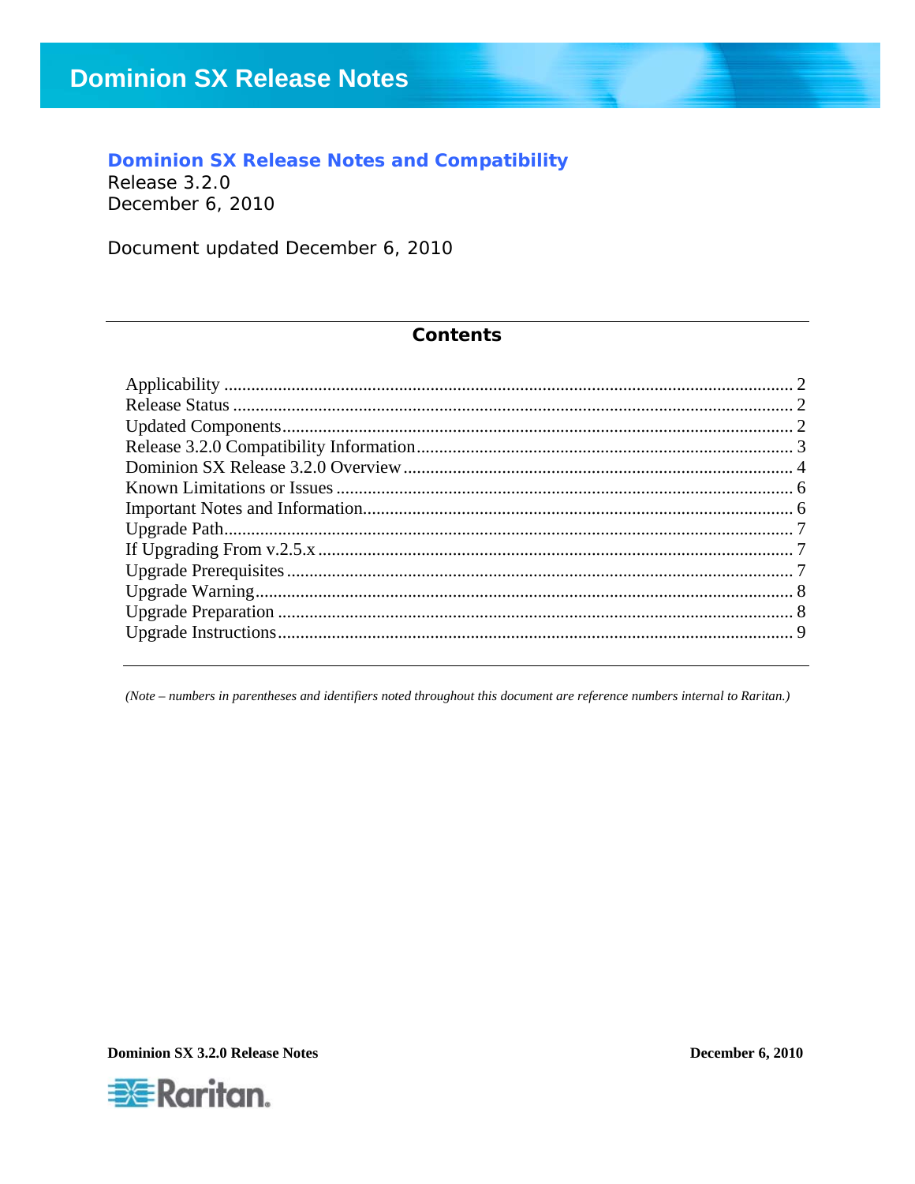# Dominion SX Release Notes

## Dominion SX Release Notes and Compatibility

Release 3.2.0
December 6, 2010

Document updated December 6, 2010

**Contents**

- Applicability ..... 2
- Release Status ..... 2
- Updated Components ..... 2
- Release 3.2.0 Compatibility Information ..... 3
- Dominion SX Release 3.2.0 Overview ..... 4
- Known Limitations or Issues ..... 6
- Important Notes and Information ..... 6
- Upgrade Path ..... 7
- If Upgrading From v.2.5.x ..... 7
- Upgrade Prerequisites ..... 7
- Upgrade Warning ..... 8
- Upgrade Preparation ..... 8
- Upgrade Instructions ..... 9

*(Note – numbers in parentheses and identifiers noted throughout this document are reference numbers internal to Raritan.)*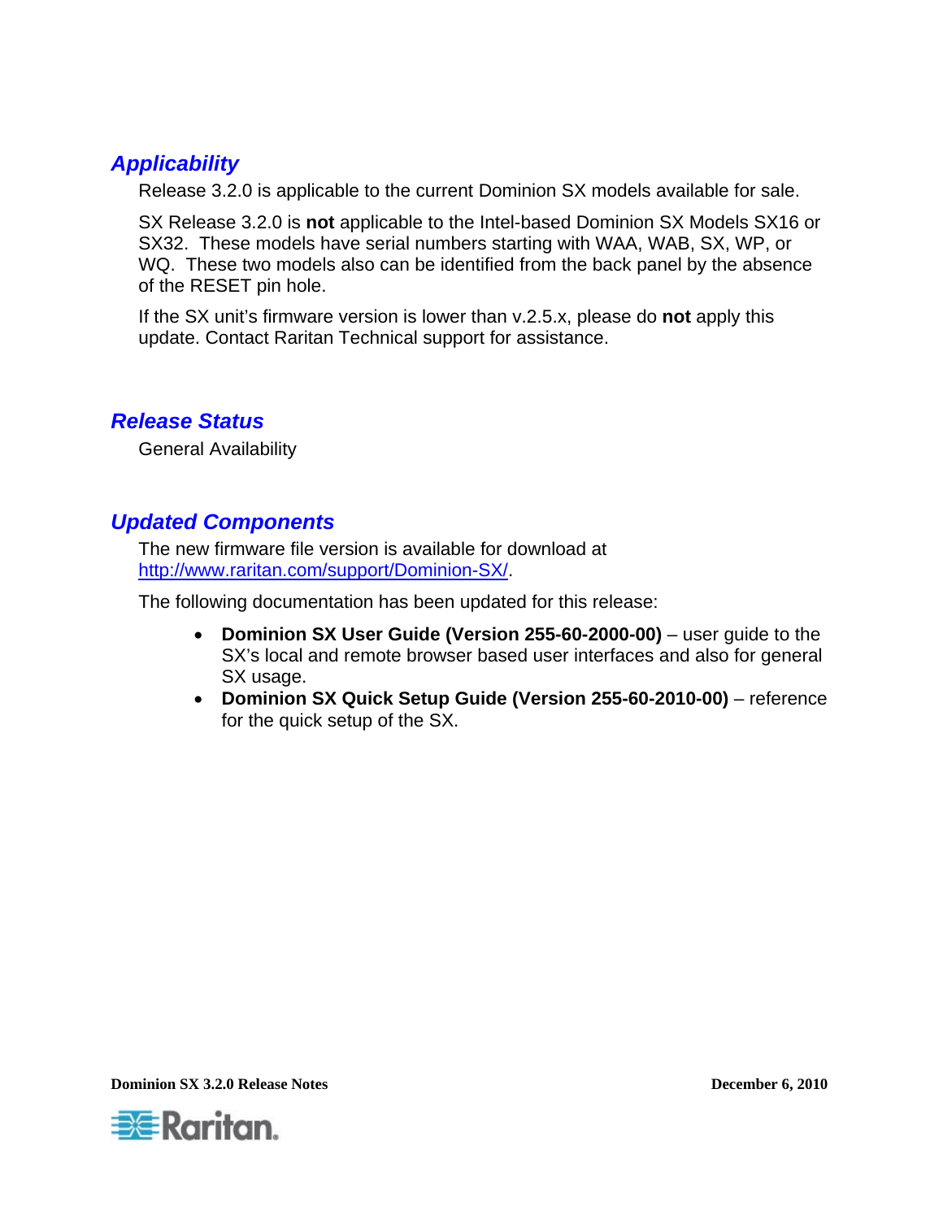## *Applicability*

Release 3.2.0 is applicable to the current Dominion SX models available for sale.

SX Release 3.2.0 is **not** applicable to the Intel-based Dominion SX Models SX16 or SX32. These models have serial numbers starting with WAA, WAB, SX, WP, or WQ. These two models also can be identified from the back panel by the absence of the RESET pin hole.

If the SX unit's firmware version is lower than v.2.5.x, please do **not** apply this update. Contact Raritan Technical support for assistance.

## *Release Status*

General Availability

## *Updated Components*

The new firmware file version is available for download at http://www.raritan.com/support/Dominion-SX/.

The following documentation has been updated for this release:

- **Dominion SX User Guide (Version 255-60-2000-00)** – user guide to the SX's local and remote browser based user interfaces and also for general SX usage.
- **Dominion SX Quick Setup Guide (Version 255-60-2010-00)** – reference for the quick setup of the SX.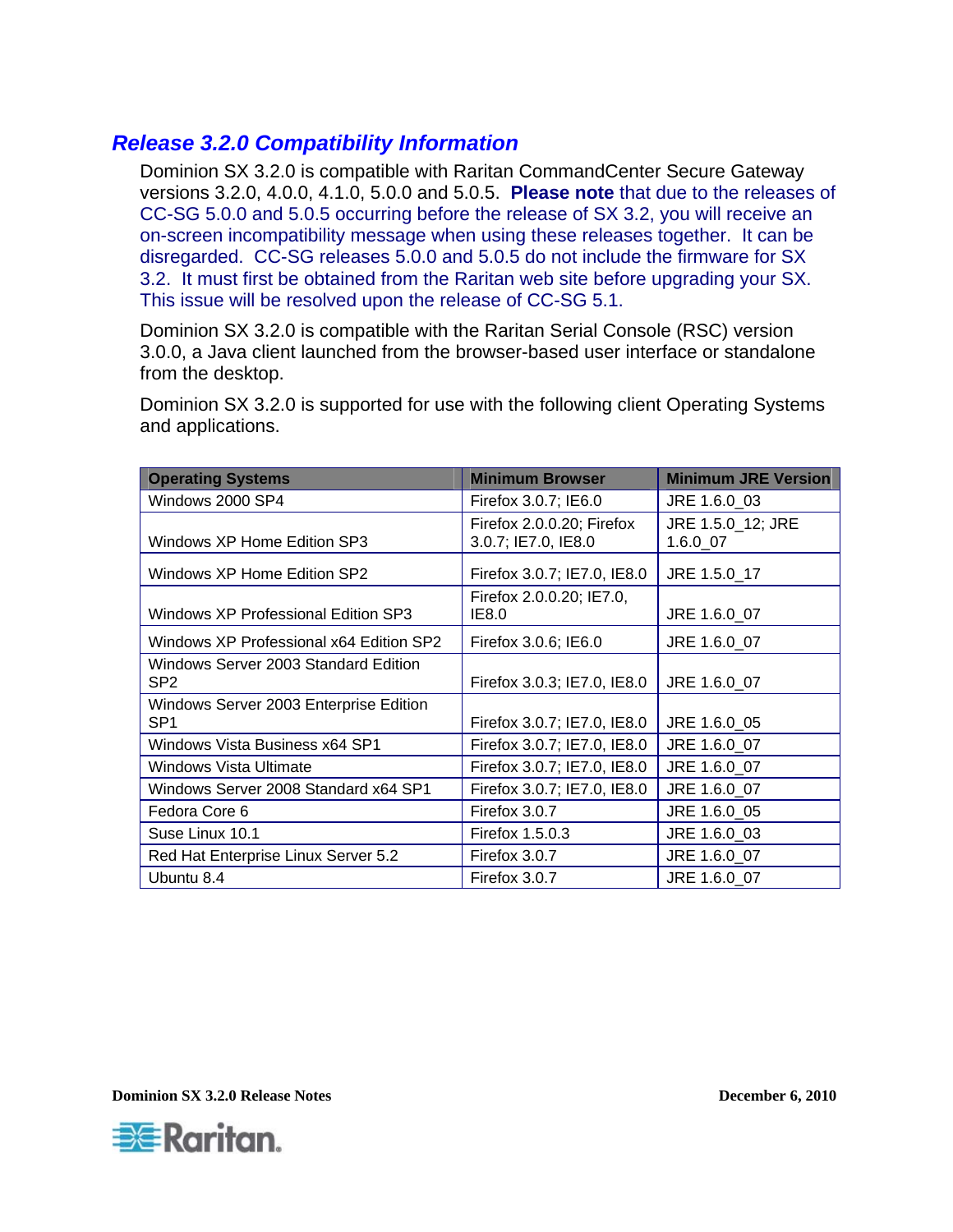## *Release 3.2.0 Compatibility Information*

Dominion SX 3.2.0 is compatible with Raritan CommandCenter Secure Gateway versions 3.2.0, 4.0.0, 4.1.0, 5.0.0 and 5.0.5. **Please note** that due to the releases of CC-SG 5.0.0 and 5.0.5 occurring before the release of SX 3.2, you will receive an on-screen incompatibility message when using these releases together. It can be disregarded. CC-SG releases 5.0.0 and 5.0.5 do not include the firmware for SX 3.2. It must first be obtained from the Raritan web site before upgrading your SX. This issue will be resolved upon the release of CC-SG 5.1.

Dominion SX 3.2.0 is compatible with the Raritan Serial Console (RSC) version 3.0.0, a Java client launched from the browser-based user interface or standalone from the desktop.

Dominion SX 3.2.0 is supported for use with the following client Operating Systems and applications.

| Operating Systems | Minimum Browser | Minimum JRE Version |
|---|---|---|
| Windows 2000 SP4 | Firefox 3.0.7; IE6.0 | JRE 1.6.0_03 |
| Windows XP Home Edition SP3 | Firefox 2.0.0.20; Firefox 3.0.7; IE7.0, IE8.0 | JRE 1.5.0_12; JRE 1.6.0_07 |
| Windows XP Home Edition SP2 | Firefox 3.0.7; IE7.0, IE8.0 | JRE 1.5.0_17 |
| Windows XP Professional Edition SP3 | Firefox 2.0.0.20; IE7.0, IE8.0 | JRE 1.6.0_07 |
| Windows XP Professional x64 Edition SP2 | Firefox 3.0.6; IE6.0 | JRE 1.6.0_07 |
| Windows Server 2003 Standard Edition SP2 | Firefox 3.0.3; IE7.0, IE8.0 | JRE 1.6.0_07 |
| Windows Server 2003 Enterprise Edition SP1 | Firefox 3.0.7; IE7.0, IE8.0 | JRE 1.6.0_05 |
| Windows Vista Business x64 SP1 | Firefox 3.0.7; IE7.0, IE8.0 | JRE 1.6.0_07 |
| Windows Vista Ultimate | Firefox 3.0.7; IE7.0, IE8.0 | JRE 1.6.0_07 |
| Windows Server 2008 Standard x64 SP1 | Firefox 3.0.7; IE7.0, IE8.0 | JRE 1.6.0_07 |
| Fedora Core 6 | Firefox 3.0.7 | JRE 1.6.0_05 |
| Suse Linux 10.1 | Firefox 1.5.0.3 | JRE 1.6.0_03 |
| Red Hat Enterprise Linux Server 5.2 | Firefox 3.0.7 | JRE 1.6.0_07 |
| Ubuntu 8.4 | Firefox 3.0.7 | JRE 1.6.0_07 |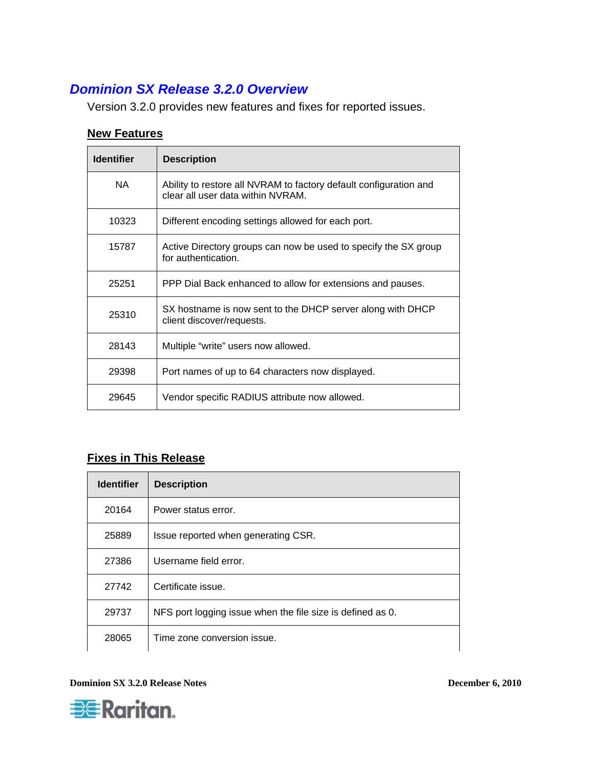## *Dominion SX Release 3.2.0 Overview*

Version 3.2.0 provides new features and fixes for reported issues.

### New Features

| Identifier | Description |
|---|---|
| NA | Ability to restore all NVRAM to factory default configuration and clear all user data within NVRAM. |
| 10323 | Different encoding settings allowed for each port. |
| 15787 | Active Directory groups can now be used to specify the SX group for authentication. |
| 25251 | PPP Dial Back enhanced to allow for extensions and pauses. |
| 25310 | SX hostname is now sent to the DHCP server along with DHCP client discover/requests. |
| 28143 | Multiple "write" users now allowed. |
| 29398 | Port names of up to 64 characters now displayed. |
| 29645 | Vendor specific RADIUS attribute now allowed. |

### Fixes in This Release

| Identifier | Description |
|---|---|
| 20164 | Power status error. |
| 25889 | Issue reported when generating CSR. |
| 27386 | Username field error. |
| 27742 | Certificate issue. |
| 29737 | NFS port logging issue when the file size is defined as 0. |
| 28065 | Time zone conversion issue. |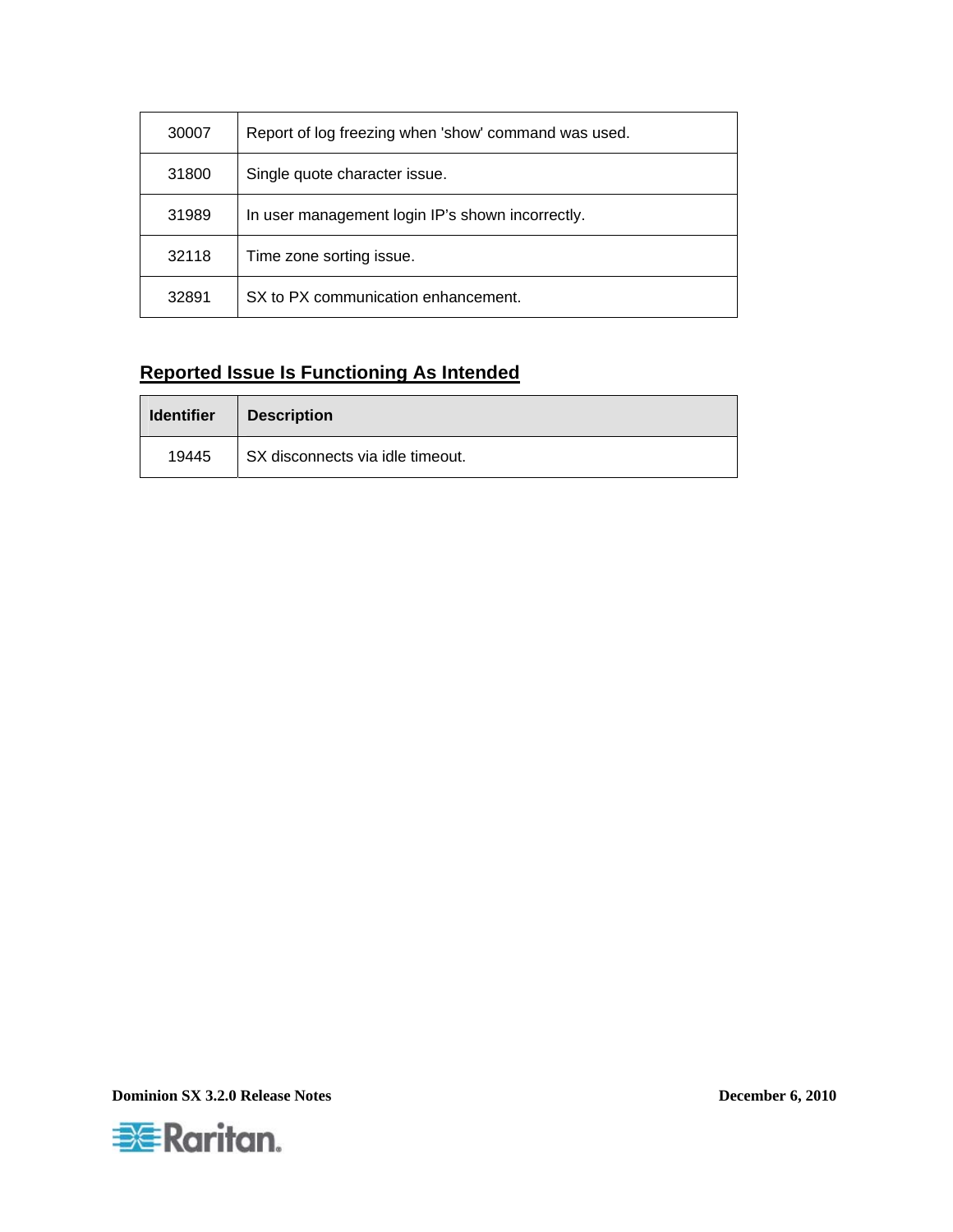| | |
|---|---|
| 30007 | Report of log freezing when 'show' command was used. |
| 31800 | Single quote character issue. |
| 31989 | In user management login IP's shown incorrectly. |
| 32118 | Time zone sorting issue. |
| 32891 | SX to PX communication enhancement. |

## Reported Issue Is Functioning As Intended

| Identifier | Description |
|---|---|
| 19445 | SX disconnects via idle timeout. |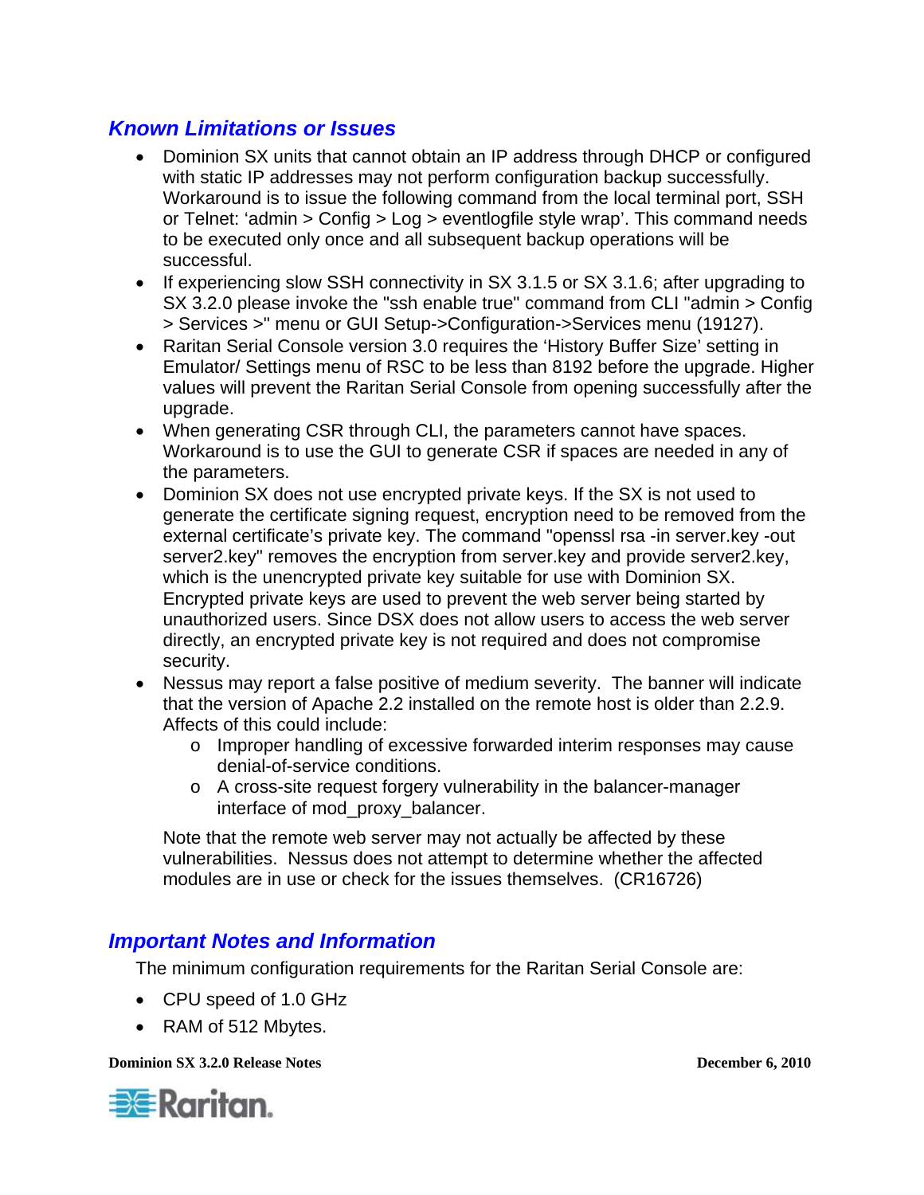## *Known Limitations or Issues*

- Dominion SX units that cannot obtain an IP address through DHCP or configured with static IP addresses may not perform configuration backup successfully. Workaround is to issue the following command from the local terminal port, SSH or Telnet: 'admin > Config > Log > eventlogfile style wrap'. This command needs to be executed only once and all subsequent backup operations will be successful.
- If experiencing slow SSH connectivity in SX 3.1.5 or SX 3.1.6; after upgrading to SX 3.2.0 please invoke the "ssh enable true" command from CLI "admin > Config > Services >" menu or GUI Setup->Configuration->Services menu (19127).
- Raritan Serial Console version 3.0 requires the 'History Buffer Size' setting in Emulator/ Settings menu of RSC to be less than 8192 before the upgrade. Higher values will prevent the Raritan Serial Console from opening successfully after the upgrade.
- When generating CSR through CLI, the parameters cannot have spaces. Workaround is to use the GUI to generate CSR if spaces are needed in any of the parameters.
- Dominion SX does not use encrypted private keys. If the SX is not used to generate the certificate signing request, encryption need to be removed from the external certificate's private key. The command "openssl rsa -in server.key -out server2.key" removes the encryption from server.key and provide server2.key, which is the unencrypted private key suitable for use with Dominion SX. Encrypted private keys are used to prevent the web server being started by unauthorized users. Since DSX does not allow users to access the web server directly, an encrypted private key is not required and does not compromise security.
- Nessus may report a false positive of medium severity. The banner will indicate that the version of Apache 2.2 installed on the remote host is older than 2.2.9. Affects of this could include:
  - Improper handling of excessive forwarded interim responses may cause denial-of-service conditions.
  - A cross-site request forgery vulnerability in the balancer-manager interface of mod_proxy_balancer.

  Note that the remote web server may not actually be affected by these vulnerabilities. Nessus does not attempt to determine whether the affected modules are in use or check for the issues themselves. (CR16726)

## *Important Notes and Information*

The minimum configuration requirements for the Raritan Serial Console are:

- CPU speed of 1.0 GHz
- RAM of 512 Mbytes.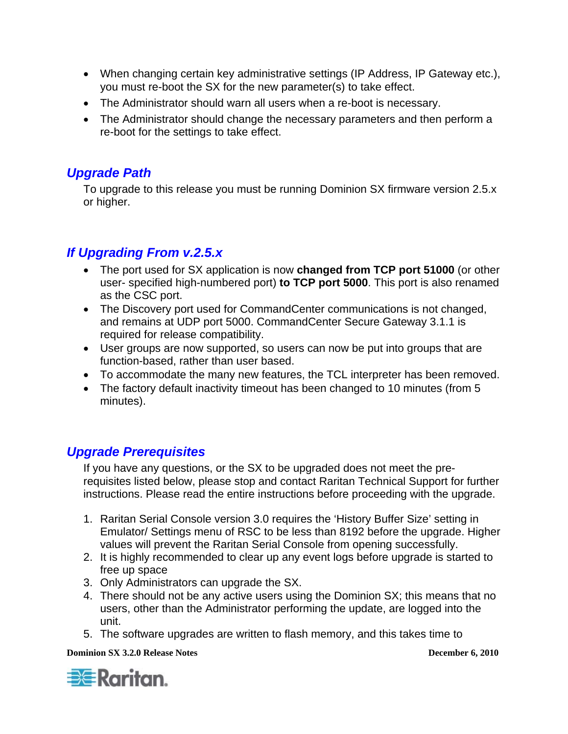- When changing certain key administrative settings (IP Address, IP Gateway etc.), you must re-boot the SX for the new parameter(s) to take effect.
- The Administrator should warn all users when a re-boot is necessary.
- The Administrator should change the necessary parameters and then perform a re-boot for the settings to take effect.

## *Upgrade Path*

To upgrade to this release you must be running Dominion SX firmware version 2.5.x or higher.

## *If Upgrading From v.2.5.x*

- The port used for SX application is now **changed from TCP port 51000** (or other user- specified high-numbered port) **to TCP port 5000**. This port is also renamed as the CSC port.
- The Discovery port used for CommandCenter communications is not changed, and remains at UDP port 5000. CommandCenter Secure Gateway 3.1.1 is required for release compatibility.
- User groups are now supported, so users can now be put into groups that are function-based, rather than user based.
- To accommodate the many new features, the TCL interpreter has been removed.
- The factory default inactivity timeout has been changed to 10 minutes (from 5 minutes).

## *Upgrade Prerequisites*

If you have any questions, or the SX to be upgraded does not meet the pre-requisites listed below, please stop and contact Raritan Technical Support for further instructions. Please read the entire instructions before proceeding with the upgrade.

1. Raritan Serial Console version 3.0 requires the 'History Buffer Size' setting in Emulator/ Settings menu of RSC to be less than 8192 before the upgrade. Higher values will prevent the Raritan Serial Console from opening successfully.
2. It is highly recommended to clear up any event logs before upgrade is started to free up space
3. Only Administrators can upgrade the SX.
4. There should not be any active users using the Dominion SX; this means that no users, other than the Administrator performing the update, are logged into the unit.
5. The software upgrades are written to flash memory, and this takes time to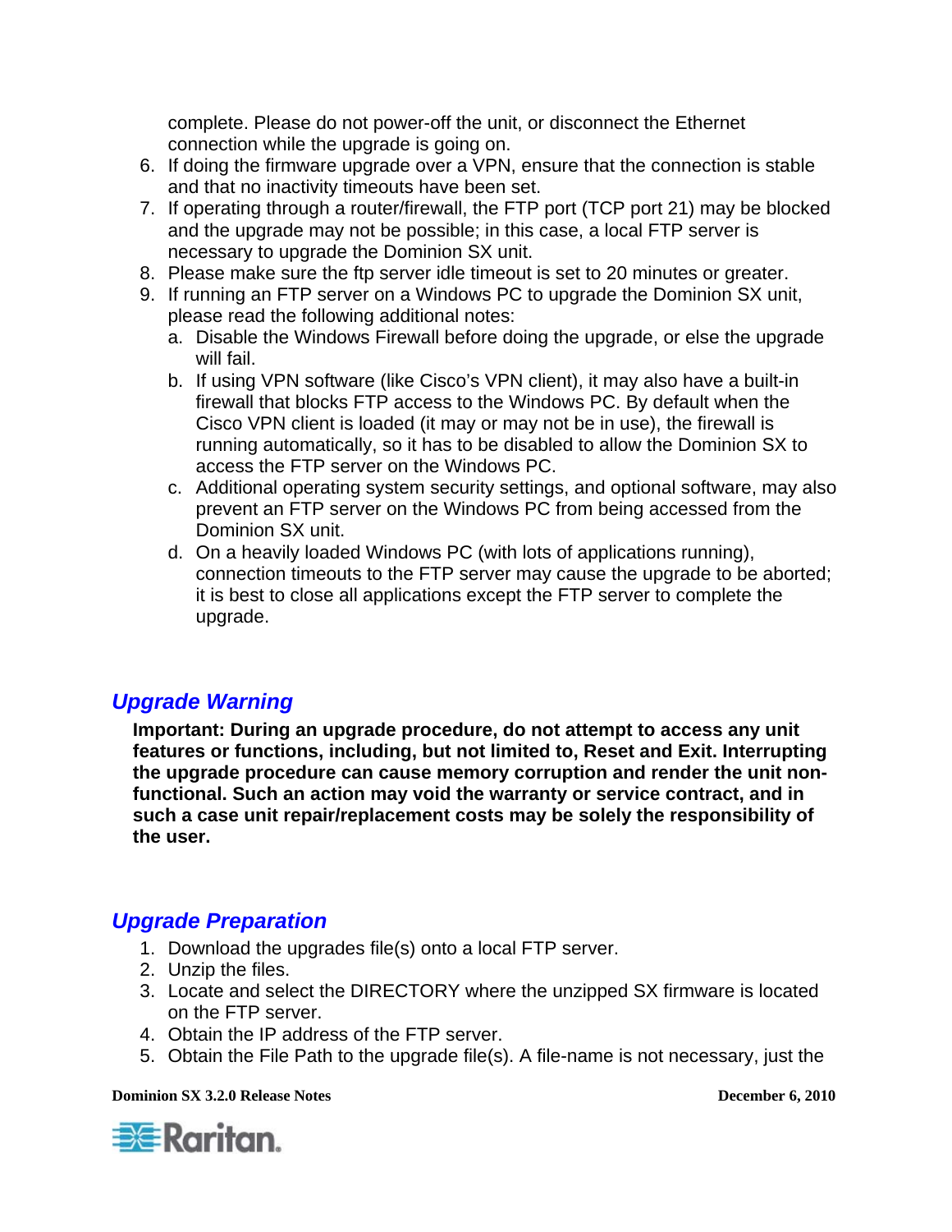complete. Please do not power-off the unit, or disconnect the Ethernet connection while the upgrade is going on.

6. If doing the firmware upgrade over a VPN, ensure that the connection is stable and that no inactivity timeouts have been set.
7. If operating through a router/firewall, the FTP port (TCP port 21) may be blocked and the upgrade may not be possible; in this case, a local FTP server is necessary to upgrade the Dominion SX unit.
8. Please make sure the ftp server idle timeout is set to 20 minutes or greater.
9. If running an FTP server on a Windows PC to upgrade the Dominion SX unit, please read the following additional notes:
   a. Disable the Windows Firewall before doing the upgrade, or else the upgrade will fail.
   b. If using VPN software (like Cisco's VPN client), it may also have a built-in firewall that blocks FTP access to the Windows PC. By default when the Cisco VPN client is loaded (it may or may not be in use), the firewall is running automatically, so it has to be disabled to allow the Dominion SX to access the FTP server on the Windows PC.
   c. Additional operating system security settings, and optional software, may also prevent an FTP server on the Windows PC from being accessed from the Dominion SX unit.
   d. On a heavily loaded Windows PC (with lots of applications running), connection timeouts to the FTP server may cause the upgrade to be aborted; it is best to close all applications except the FTP server to complete the upgrade.

## *Upgrade Warning*

**Important: During an upgrade procedure, do not attempt to access any unit features or functions, including, but not limited to, Reset and Exit. Interrupting the upgrade procedure can cause memory corruption and render the unit non-functional. Such an action may void the warranty or service contract, and in such a case unit repair/replacement costs may be solely the responsibility of the user.**

## *Upgrade Preparation*

1. Download the upgrades file(s) onto a local FTP server.
2. Unzip the files.
3. Locate and select the DIRECTORY where the unzipped SX firmware is located on the FTP server.
4. Obtain the IP address of the FTP server.
5. Obtain the File Path to the upgrade file(s). A file-name is not necessary, just the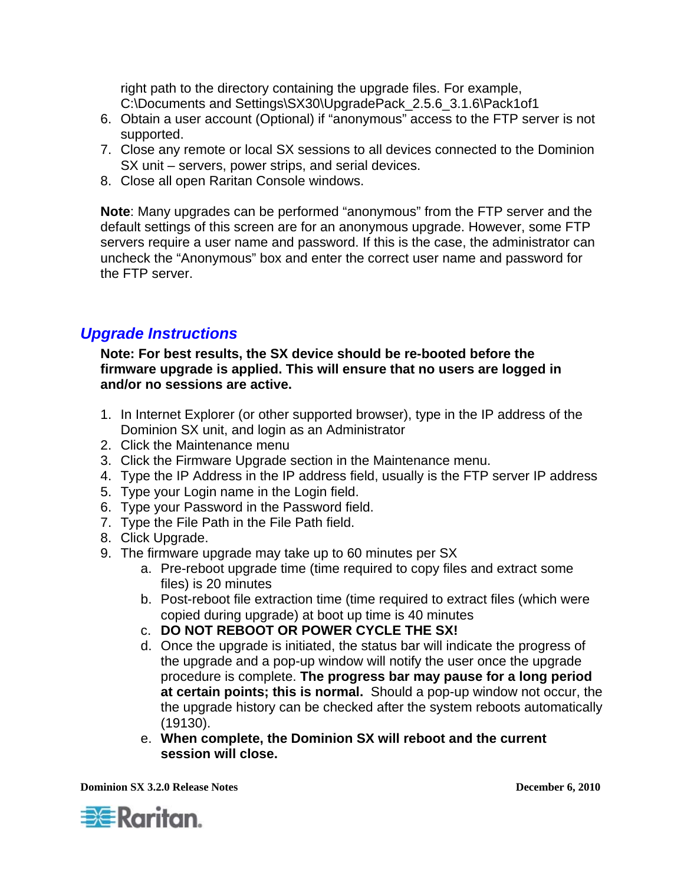right path to the directory containing the upgrade files. For example, C:\Documents and Settings\SX30\UpgradePack_2.5.6_3.1.6\Pack1of1

6. Obtain a user account (Optional) if “anonymous” access to the FTP server is not supported.
7. Close any remote or local SX sessions to all devices connected to the Dominion SX unit – servers, power strips, and serial devices.
8. Close all open Raritan Console windows.

**Note**: Many upgrades can be performed “anonymous” from the FTP server and the default settings of this screen are for an anonymous upgrade. However, some FTP servers require a user name and password. If this is the case, the administrator can uncheck the “Anonymous” box and enter the correct user name and password for the FTP server.

## *Upgrade Instructions*

**Note: For best results, the SX device should be re-booted before the firmware upgrade is applied. This will ensure that no users are logged in and/or no sessions are active.**

1. In Internet Explorer (or other supported browser), type in the IP address of the Dominion SX unit, and login as an Administrator
2. Click the Maintenance menu
3. Click the Firmware Upgrade section in the Maintenance menu.
4. Type the IP Address in the IP address field, usually is the FTP server IP address
5. Type your Login name in the Login field.
6. Type your Password in the Password field.
7. Type the File Path in the File Path field.
8. Click Upgrade.
9. The firmware upgrade may take up to 60 minutes per SX
   a. Pre-reboot upgrade time (time required to copy files and extract some files) is 20 minutes
   b. Post-reboot file extraction time (time required to extract files (which were copied during upgrade) at boot up time is 40 minutes
   c. **DO NOT REBOOT OR POWER CYCLE THE SX!**
   d. Once the upgrade is initiated, the status bar will indicate the progress of the upgrade and a pop-up window will notify the user once the upgrade procedure is complete. **The progress bar may pause for a long period at certain points; this is normal.** Should a pop-up window not occur, the the upgrade history can be checked after the system reboots automatically (19130).
   e. **When complete, the Dominion SX will reboot and the current session will close.**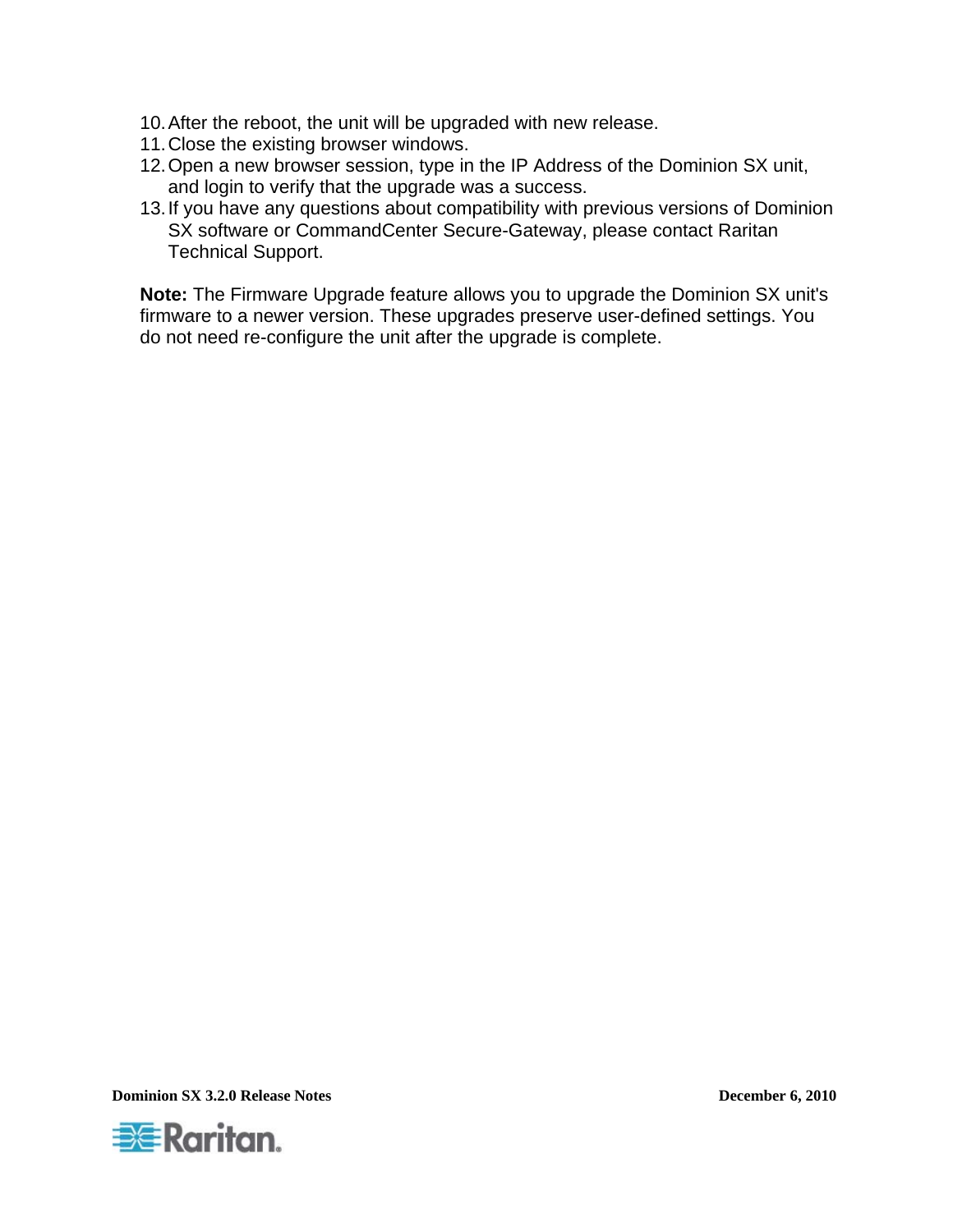10. After the reboot, the unit will be upgraded with new release.
11. Close the existing browser windows.
12. Open a new browser session, type in the IP Address of the Dominion SX unit, and login to verify that the upgrade was a success.
13. If you have any questions about compatibility with previous versions of Dominion SX software or CommandCenter Secure-Gateway, please contact Raritan Technical Support.

**Note:** The Firmware Upgrade feature allows you to upgrade the Dominion SX unit's firmware to a newer version. These upgrades preserve user-defined settings. You do not need re-configure the unit after the upgrade is complete.